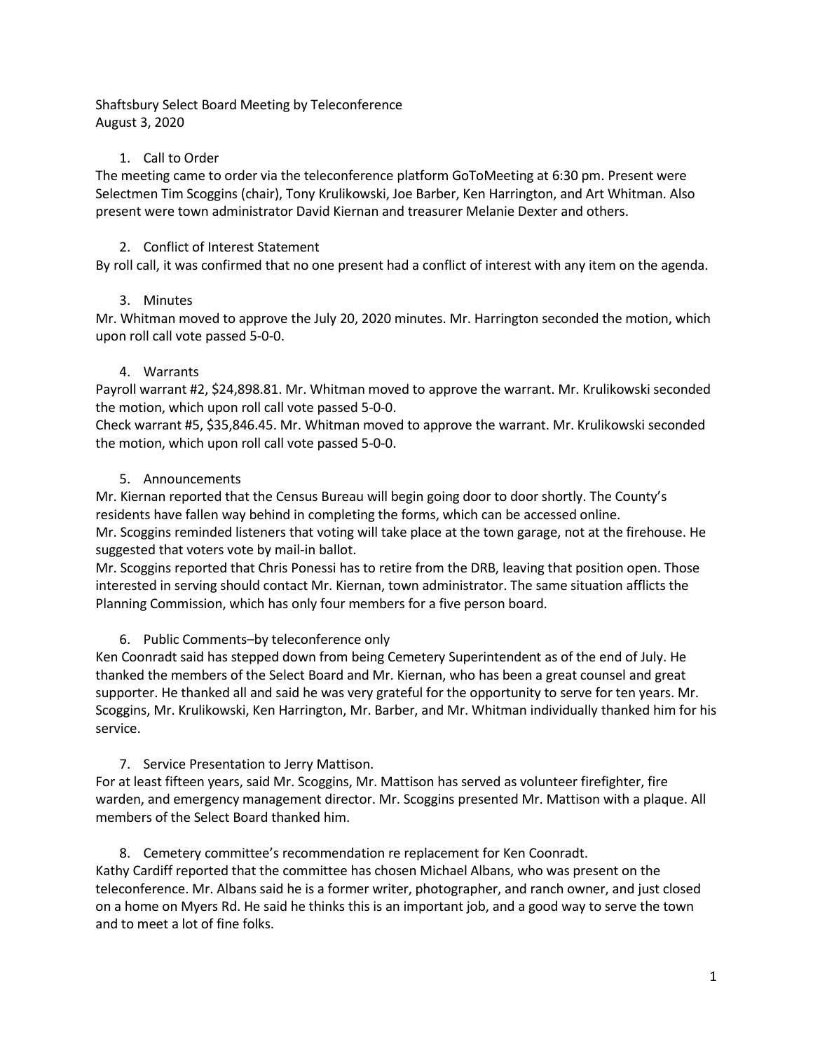Shaftsbury Select Board Meeting by Teleconference
August 3, 2020

1. Call to Order

The meeting came to order via the teleconference platform GoToMeeting at 6:30 pm. Present were Selectmen Tim Scoggins (chair), Tony Krulikowski, Joe Barber, Ken Harrington, and Art Whitman. Also present were town administrator David Kiernan and treasurer Melanie Dexter and others.

2. Conflict of Interest Statement

By roll call, it was confirmed that no one present had a conflict of interest with any item on the agenda.

3. Minutes

Mr. Whitman moved to approve the July 20, 2020 minutes. Mr. Harrington seconded the motion, which upon roll call vote passed 5-0-0.

4. Warrants

Payroll warrant #2, $24,898.81. Mr. Whitman moved to approve the warrant. Mr. Krulikowski seconded the motion, which upon roll call vote passed 5-0-0.
Check warrant #5, $35,846.45. Mr. Whitman moved to approve the warrant. Mr. Krulikowski seconded the motion, which upon roll call vote passed 5-0-0.

5. Announcements

Mr. Kiernan reported that the Census Bureau will begin going door to door shortly. The County's residents have fallen way behind in completing the forms, which can be accessed online.
Mr. Scoggins reminded listeners that voting will take place at the town garage, not at the firehouse. He suggested that voters vote by mail-in ballot.
Mr. Scoggins reported that Chris Ponessi has to retire from the DRB, leaving that position open. Those interested in serving should contact Mr. Kiernan, town administrator. The same situation afflicts the Planning Commission, which has only four members for a five person board.

6. Public Comments–by teleconference only

Ken Coonradt said has stepped down from being Cemetery Superintendent as of the end of July. He thanked the members of the Select Board and Mr. Kiernan, who has been a great counsel and great supporter. He thanked all and said he was very grateful for the opportunity to serve for ten years. Mr. Scoggins, Mr. Krulikowski, Ken Harrington, Mr. Barber, and Mr. Whitman individually thanked him for his service.

7. Service Presentation to Jerry Mattison.

For at least fifteen years, said Mr. Scoggins, Mr. Mattison has served as volunteer firefighter, fire warden, and emergency management director. Mr. Scoggins presented Mr. Mattison with a plaque. All members of the Select Board thanked him.

8. Cemetery committee's recommendation re replacement for Ken Coonradt.

Kathy Cardiff reported that the committee has chosen Michael Albans, who was present on the teleconference. Mr. Albans said he is a former writer, photographer, and ranch owner, and just closed on a home on Myers Rd. He said he thinks this is an important job, and a good way to serve the town and to meet a lot of fine folks.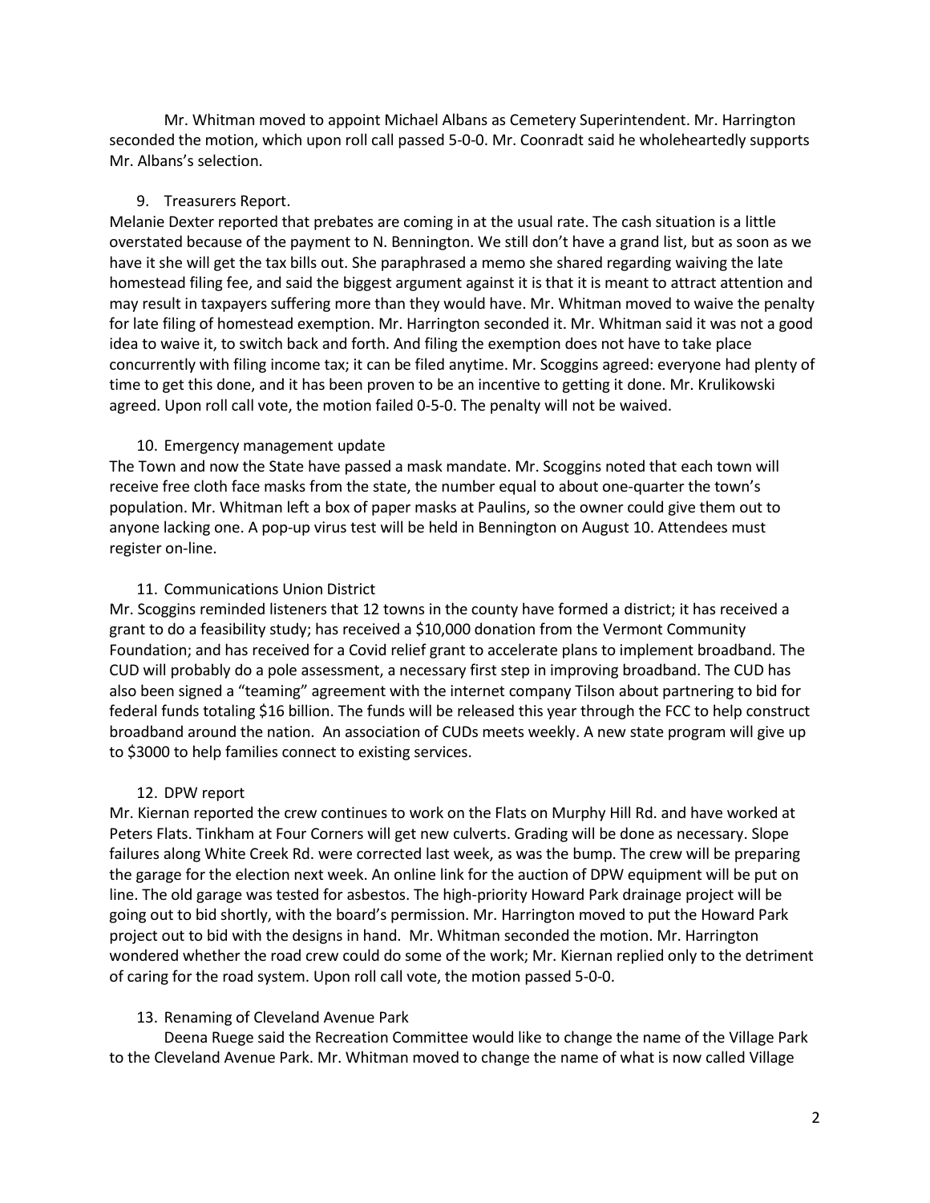Mr. Whitman moved to appoint Michael Albans as Cemetery Superintendent. Mr. Harrington seconded the motion, which upon roll call passed 5-0-0. Mr. Coonradt said he wholeheartedly supports Mr. Albans's selection.

9. Treasurers Report.

Melanie Dexter reported that prebates are coming in at the usual rate. The cash situation is a little overstated because of the payment to N. Bennington. We still don't have a grand list, but as soon as we have it she will get the tax bills out. She paraphrased a memo she shared regarding waiving the late homestead filing fee, and said the biggest argument against it is that it is meant to attract attention and may result in taxpayers suffering more than they would have. Mr. Whitman moved to waive the penalty for late filing of homestead exemption. Mr. Harrington seconded it. Mr. Whitman said it was not a good idea to waive it, to switch back and forth. And filing the exemption does not have to take place concurrently with filing income tax; it can be filed anytime. Mr. Scoggins agreed: everyone had plenty of time to get this done, and it has been proven to be an incentive to getting it done. Mr. Krulikowski agreed. Upon roll call vote, the motion failed 0-5-0. The penalty will not be waived.

10. Emergency management update

The Town and now the State have passed a mask mandate. Mr. Scoggins noted that each town will receive free cloth face masks from the state, the number equal to about one-quarter the town's population. Mr. Whitman left a box of paper masks at Paulins, so the owner could give them out to anyone lacking one. A pop-up virus test will be held in Bennington on August 10. Attendees must register on-line.

11. Communications Union District

Mr. Scoggins reminded listeners that 12 towns in the county have formed a district; it has received a grant to do a feasibility study; has received a $10,000 donation from the Vermont Community Foundation; and has received for a Covid relief grant to accelerate plans to implement broadband. The CUD will probably do a pole assessment, a necessary first step in improving broadband. The CUD has also been signed a "teaming" agreement with the internet company Tilson about partnering to bid for federal funds totaling $16 billion. The funds will be released this year through the FCC to help construct broadband around the nation. An association of CUDs meets weekly. A new state program will give up to $3000 to help families connect to existing services.

12. DPW report

Mr. Kiernan reported the crew continues to work on the Flats on Murphy Hill Rd. and have worked at Peters Flats. Tinkham at Four Corners will get new culverts. Grading will be done as necessary. Slope failures along White Creek Rd. were corrected last week, as was the bump. The crew will be preparing the garage for the election next week. An online link for the auction of DPW equipment will be put on line. The old garage was tested for asbestos. The high-priority Howard Park drainage project will be going out to bid shortly, with the board's permission. Mr. Harrington moved to put the Howard Park project out to bid with the designs in hand. Mr. Whitman seconded the motion. Mr. Harrington wondered whether the road crew could do some of the work; Mr. Kiernan replied only to the detriment of caring for the road system. Upon roll call vote, the motion passed 5-0-0.

13. Renaming of Cleveland Avenue Park

Deena Ruege said the Recreation Committee would like to change the name of the Village Park to the Cleveland Avenue Park. Mr. Whitman moved to change the name of what is now called Village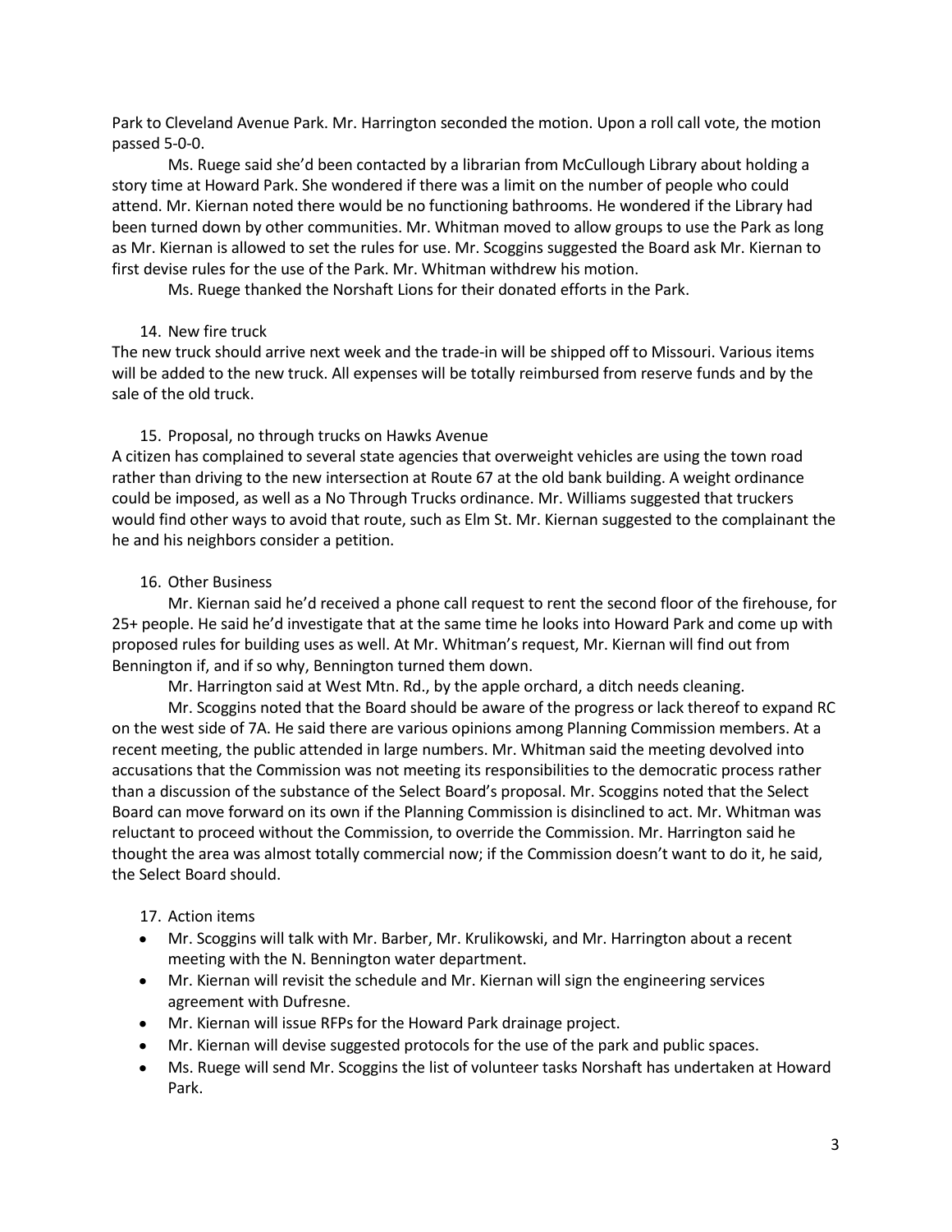Park to Cleveland Avenue Park. Mr. Harrington seconded the motion. Upon a roll call vote, the motion passed 5-0-0.

Ms. Ruege said she'd been contacted by a librarian from McCullough Library about holding a story time at Howard Park. She wondered if there was a limit on the number of people who could attend. Mr. Kiernan noted there would be no functioning bathrooms. He wondered if the Library had been turned down by other communities. Mr. Whitman moved to allow groups to use the Park as long as Mr. Kiernan is allowed to set the rules for use. Mr. Scoggins suggested the Board ask Mr. Kiernan to first devise rules for the use of the Park. Mr. Whitman withdrew his motion.

Ms. Ruege thanked the Norshaft Lions for their donated efforts in the Park.

14. New fire truck

The new truck should arrive next week and the trade-in will be shipped off to Missouri. Various items will be added to the new truck. All expenses will be totally reimbursed from reserve funds and by the sale of the old truck.

15. Proposal, no through trucks on Hawks Avenue

A citizen has complained to several state agencies that overweight vehicles are using the town road rather than driving to the new intersection at Route 67 at the old bank building. A weight ordinance could be imposed, as well as a No Through Trucks ordinance. Mr. Williams suggested that truckers would find other ways to avoid that route, such as Elm St. Mr. Kiernan suggested to the complainant the he and his neighbors consider a petition.

16. Other Business

Mr. Kiernan said he'd received a phone call request to rent the second floor of the firehouse, for 25+ people. He said he'd investigate that at the same time he looks into Howard Park and come up with proposed rules for building uses as well. At Mr. Whitman's request, Mr. Kiernan will find out from Bennington if, and if so why, Bennington turned them down.

Mr. Harrington said at West Mtn. Rd., by the apple orchard, a ditch needs cleaning.

Mr. Scoggins noted that the Board should be aware of the progress or lack thereof to expand RC on the west side of 7A. He said there are various opinions among Planning Commission members. At a recent meeting, the public attended in large numbers. Mr. Whitman said the meeting devolved into accusations that the Commission was not meeting its responsibilities to the democratic process rather than a discussion of the substance of the Select Board's proposal. Mr. Scoggins noted that the Select Board can move forward on its own if the Planning Commission is disinclined to act. Mr. Whitman was reluctant to proceed without the Commission, to override the Commission. Mr. Harrington said he thought the area was almost totally commercial now; if the Commission doesn't want to do it, he said, the Select Board should.

17. Action items

- Mr. Scoggins will talk with Mr. Barber, Mr. Krulikowski, and Mr. Harrington about a recent meeting with the N. Bennington water department.
- Mr. Kiernan will revisit the schedule and Mr. Kiernan will sign the engineering services agreement with Dufresne.
- Mr. Kiernan will issue RFPs for the Howard Park drainage project.
- Mr. Kiernan will devise suggested protocols for the use of the park and public spaces.
- Ms. Ruege will send Mr. Scoggins the list of volunteer tasks Norshaft has undertaken at Howard Park.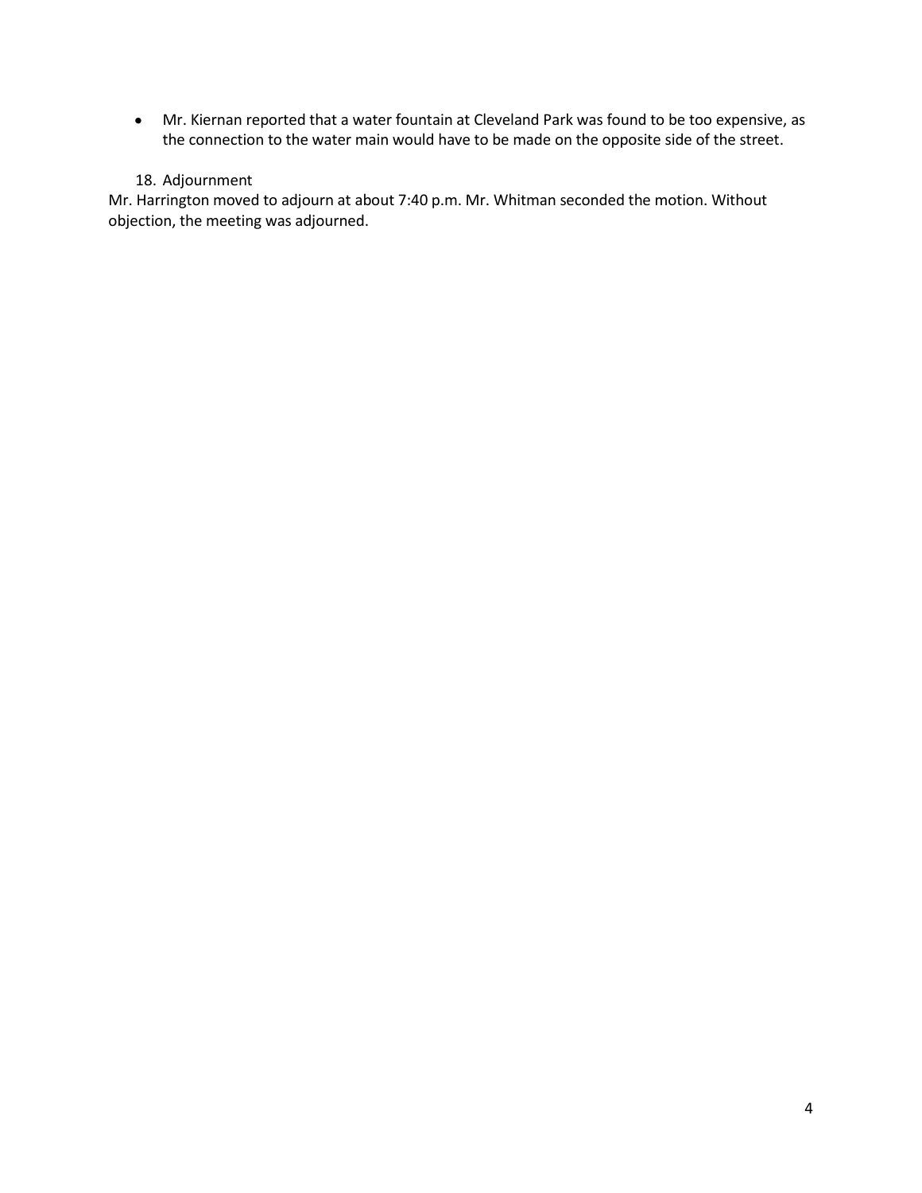- Mr. Kiernan reported that a water fountain at Cleveland Park was found to be too expensive, as the connection to the water main would have to be made on the opposite side of the street.

18. Adjournment

Mr. Harrington moved to adjourn at about 7:40 p.m. Mr. Whitman seconded the motion. Without objection, the meeting was adjourned.